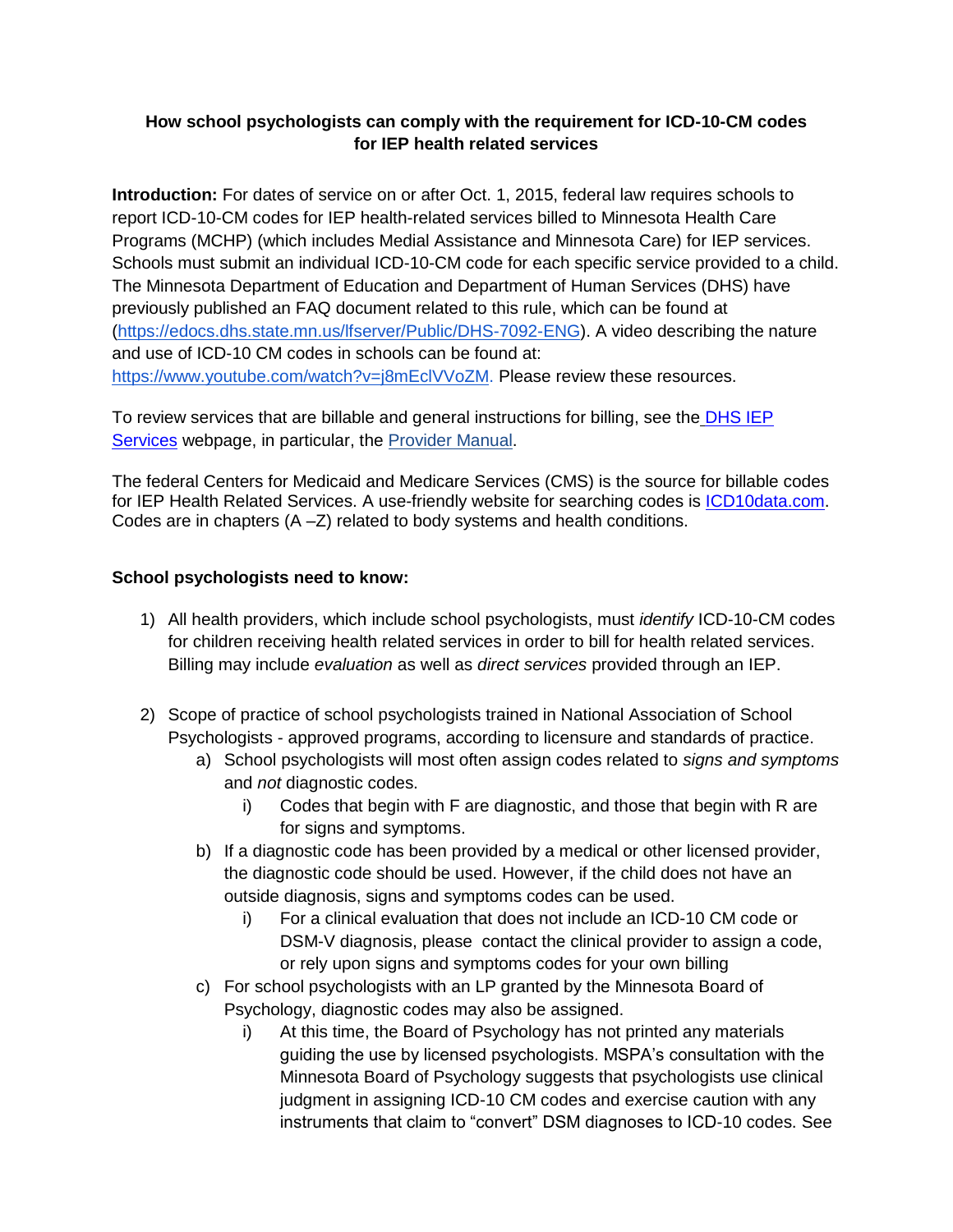**How school psychologists can comply with the requirement for ICD-10-CM codes for IEP health related services**

**Introduction:** For dates of service on or after Oct. 1, 2015, federal law requires schools to report ICD-10-CM codes for IEP health-related services billed to Minnesota Health Care Programs (MCHP) (which includes Medial Assistance and Minnesota Care) for IEP services. Schools must submit an individual ICD-10-CM code for each specific service provided to a child. The Minnesota Department of Education and Department of Human Services (DHS) have previously published an FAQ document related to this rule, which can be found at (https://edocs.dhs.state.mn.us/lfserver/Public/DHS-7092-ENG). A video describing the nature and use of ICD-10 CM codes in schools can be found at: https://www.youtube.com/watch?v=j8mEclVVoZM. Please review these resources.

To review services that are billable and general instructions for billing, see the DHS IEP Services webpage, in particular, the Provider Manual.

The federal Centers for Medicaid and Medicare Services (CMS) is the source for billable codes for IEP Health Related Services. A use-friendly website for searching codes is ICD10data.com. Codes are in chapters (A –Z) related to body systems and health conditions.

**School psychologists need to know:**

1) All health providers, which include school psychologists, must *identify* ICD-10-CM codes for children receiving health related services in order to bill for health related services. Billing may include *evaluation* as well as *direct services* provided through an IEP.

2) Scope of practice of school psychologists trained in National Association of School Psychologists - approved programs, according to licensure and standards of practice.
   a) School psychologists will most often assign codes related to *signs and symptoms* and *not* diagnostic codes.
      i) Codes that begin with F are diagnostic, and those that begin with R are for signs and symptoms.
   b) If a diagnostic code has been provided by a medical or other licensed provider, the diagnostic code should be used. However, if the child does not have an outside diagnosis, signs and symptoms codes can be used.
      i) For a clinical evaluation that does not include an ICD-10 CM code or DSM-V diagnosis, please contact the clinical provider to assign a code, or rely upon signs and symptoms codes for your own billing
   c) For school psychologists with an LP granted by the Minnesota Board of Psychology, diagnostic codes may also be assigned.
      i) At this time, the Board of Psychology has not printed any materials guiding the use by licensed psychologists. MSPA's consultation with the Minnesota Board of Psychology suggests that psychologists use clinical judgment in assigning ICD-10 CM codes and exercise caution with any instruments that claim to "convert" DSM diagnoses to ICD-10 codes. See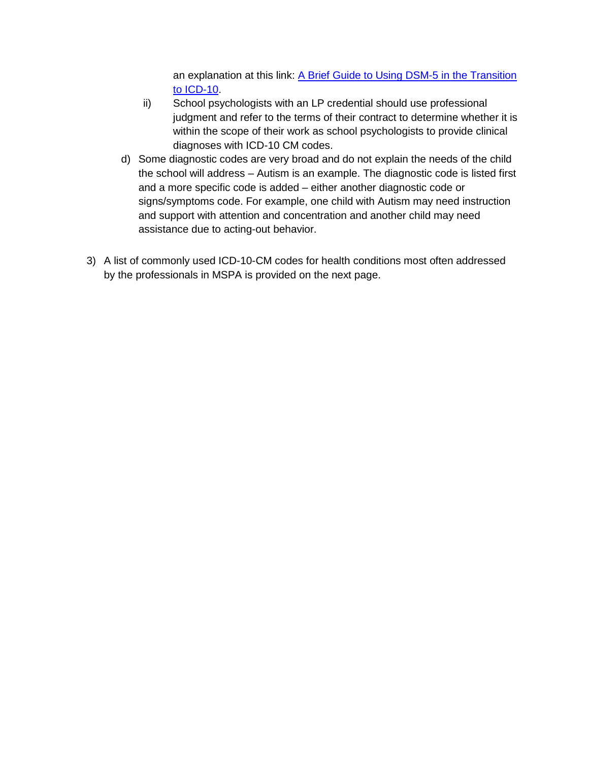an explanation at this link: [A Brief Guide to Using DSM-5 in the Transition to ICD-10](#).

   ii) School psychologists with an LP credential should use professional judgment and refer to the terms of their contract to determine whether it is within the scope of their work as school psychologists to provide clinical diagnoses with ICD-10 CM codes.

d) Some diagnostic codes are very broad and do not explain the needs of the child the school will address – Autism is an example. The diagnostic code is listed first and a more specific code is added – either another diagnostic code or signs/symptoms code. For example, one child with Autism may need instruction and support with attention and concentration and another child may need assistance due to acting-out behavior.

3) A list of commonly used ICD-10-CM codes for health conditions most often addressed by the professionals in MSPA is provided on the next page.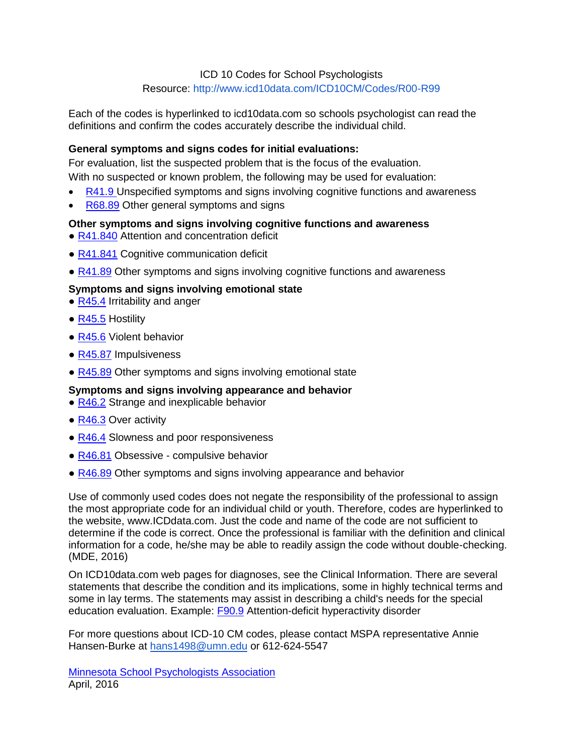ICD 10 Codes for School Psychologists

Resource: http://www.icd10data.com/ICD10CM/Codes/R00-R99

Each of the codes is hyperlinked to icd10data.com so schools psychologist can read the definitions and confirm the codes accurately describe the individual child.

**General symptoms and signs codes for initial evaluations:**

For evaluation, list the suspected problem that is the focus of the evaluation.

With no suspected or known problem, the following may be used for evaluation:

- R41.9 Unspecified symptoms and signs involving cognitive functions and awareness
- R68.89 Other general symptoms and signs

**Other symptoms and signs involving cognitive functions and awareness**

- R41.840 Attention and concentration deficit
- R41.841 Cognitive communication deficit
- R41.89 Other symptoms and signs involving cognitive functions and awareness

**Symptoms and signs involving emotional state**

- R45.4 Irritability and anger
- R45.5 Hostility
- R45.6 Violent behavior
- R45.87 Impulsiveness
- R45.89 Other symptoms and signs involving emotional state

**Symptoms and signs involving appearance and behavior**

- R46.2 Strange and inexplicable behavior
- R46.3 Over activity
- R46.4 Slowness and poor responsiveness
- R46.81 Obsessive - compulsive behavior
- R46.89 Other symptoms and signs involving appearance and behavior

Use of commonly used codes does not negate the responsibility of the professional to assign the most appropriate code for an individual child or youth. Therefore, codes are hyperlinked to the website, www.ICDdata.com. Just the code and name of the code are not sufficient to determine if the code is correct. Once the professional is familiar with the definition and clinical information for a code, he/she may be able to readily assign the code without double-checking. (MDE, 2016)

On ICD10data.com web pages for diagnoses, see the Clinical Information. There are several statements that describe the condition and its implications, some in highly technical terms and some in lay terms. The statements may assist in describing a child's needs for the special education evaluation. Example: F90.9 Attention-deficit hyperactivity disorder

For more questions about ICD-10 CM codes, please contact MSPA representative Annie Hansen-Burke at hans1498@umn.edu or 612-624-5547

Minnesota School Psychologists Association

April, 2016